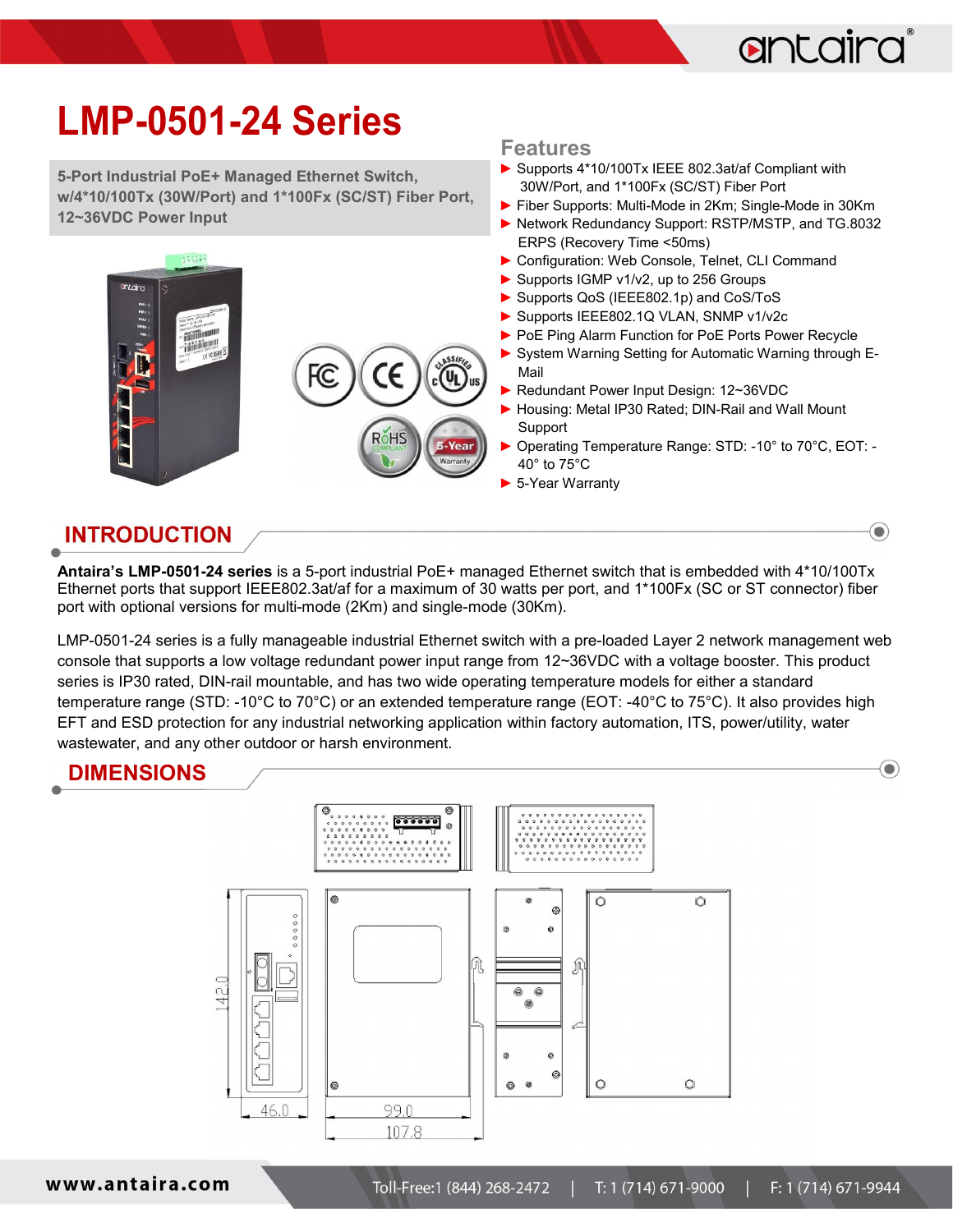# LMP-0501-24 Series

**5-Port Industrial PoE+ Managed Ethernet Switch, w/4*10/100Tx (30W/Port) and 1*100Fx (SC/ST) Fiber Port, 12~36VDC Power Input**

## Features

- Supports 4*10/100Tx IEEE 802.3at/af Compliant with 30W/Port, and 1*100Fx (SC/ST) Fiber Port
- Fiber Supports: Multi-Mode in 2Km; Single-Mode in 30Km
- Network Redundancy Support: RSTP/MSTP, and TG.8032 ERPS (Recovery Time <50ms)
- Configuration: Web Console, Telnet, CLI Command
- Supports IGMP v1/v2, up to 256 Groups
- Supports QoS (IEEE802.1p) and CoS/ToS
- Supports IEEE802.1Q VLAN, SNMP v1/v2c
- PoE Ping Alarm Function for PoE Ports Power Recycle
- System Warning Setting for Automatic Warning through E-Mail
- Redundant Power Input Design: 12~36VDC
- Housing: Metal IP30 Rated; DIN-Rail and Wall Mount Support
- Operating Temperature Range: STD: -10° to 70°C, EOT: -40° to 75°C
- 5-Year Warranty

## INTRODUCTION

**Antaira's LMP-0501-24 series** is a 5-port industrial PoE+ managed Ethernet switch that is embedded with 4*10/100Tx Ethernet ports that support IEEE802.3at/af for a maximum of 30 watts per port, and 1*100Fx (SC or ST connector) fiber port with optional versions for multi-mode (2Km) and single-mode (30Km).

LMP-0501-24 series is a fully manageable industrial Ethernet switch with a pre-loaded Layer 2 network management web console that supports a low voltage redundant power input range from 12~36VDC with a voltage booster. This product series is IP30 rated, DIN-rail mountable, and has two wide operating temperature models for either a standard temperature range (STD: -10°C to 70°C) or an extended temperature range (EOT: -40°C to 75°C). It also provides high EFT and ESD protection for any industrial networking application within factory automation, ITS, power/utility, water wastewater, and any other outdoor or harsh environment.

## DIMENSIONS

142.0

46.0

99.0

107.8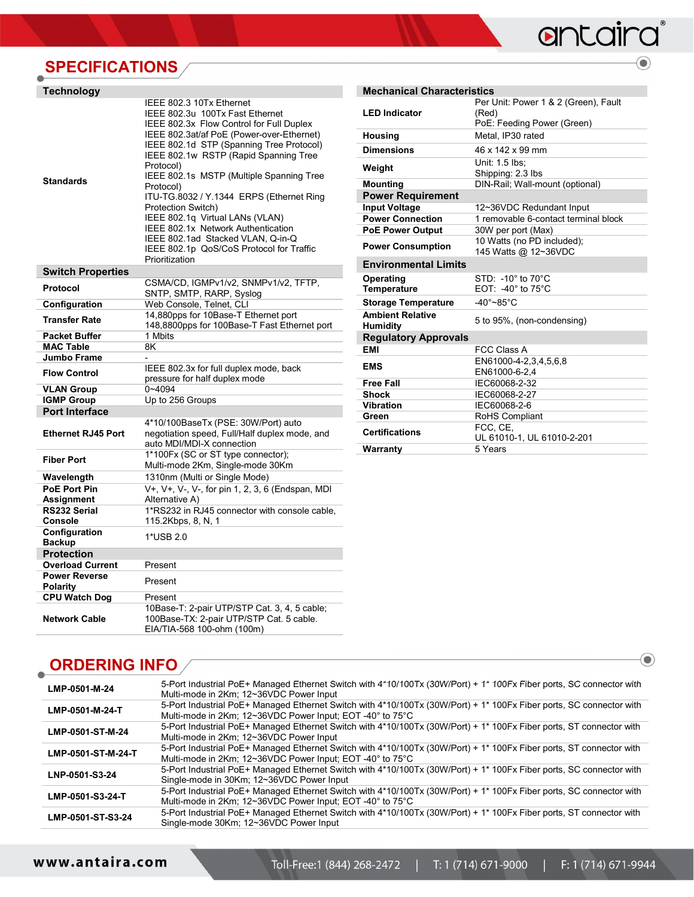## SPECIFICATIONS

| Technology | |
|---|---|
| **Standards** | IEEE 802.3 10Tx Ethernet<br>IEEE 802.3u 100Tx Fast Ethernet<br>IEEE 802.3x Flow Control for Full Duplex<br>IEEE 802.3at/af PoE (Power-over-Ethernet)<br>IEEE 802.1d STP (Spanning Tree Protocol)<br>IEEE 802.1w RSTP (Rapid Spanning Tree Protocol)<br>IEEE 802.1s MSTP (Multiple Spanning Tree Protocol)<br>ITU-TG.8032 / Y.1344 ERPS (Ethernet Ring Protection Switch)<br>IEEE 802.1q Virtual LANs (VLAN)<br>IEEE 802.1x Network Authentication<br>IEEE 802.1ad Stacked VLAN, Q-in-Q<br>IEEE 802.1p QoS/CoS Protocol for Traffic Prioritization |
| **Switch Properties** | |
| **Protocol** | CSMA/CD, IGMPv1/v2, SNMPv1/v2, TFTP, SNTP, SMTP, RARP, Syslog |
| **Configuration** | Web Console, Telnet, CLI |
| **Transfer Rate** | 14,880pps for 10Base-T Ethernet port<br>148,8800pps for 100Base-T Fast Ethernet port |
| **Packet Buffer** | 1 Mbits |
| **MAC Table** | 8K |
| **Jumbo Frame** | - |
| **Flow Control** | IEEE 802.3x for full duplex mode, back pressure for half duplex mode |
| **VLAN Group** | 0~4094 |
| **IGMP Group** | Up to 256 Groups |
| **Port Interface** | |
| **Ethernet RJ45 Port** | 4*10/100BaseTx (PSE: 30W/Port) auto negotiation speed, Full/Half duplex mode, and auto MDI/MDI-X connection |
| **Fiber Port** | 1*100Fx (SC or ST type connector); Multi-mode 2Km, Single-mode 30Km |
| **Wavelength** | 1310nm (Multi or Single Mode) |
| **PoE Port Pin Assignment** | V+, V+, V-, V-, for pin 1, 2, 3, 6 (Endspan, MDI Alternative A) |
| **RS232 Serial Console** | 1*RS232 in RJ45 connector with console cable, 115.2Kbps, 8, N, 1 |
| **Configuration Backup** | 1*USB 2.0 |
| **Protection** | |
| **Overload Current** | Present |
| **Power Reverse Polarity** | Present |
| **CPU Watch Dog** | Present |
| **Network Cable** | 10Base-T: 2-pair UTP/STP Cat. 3, 4, 5 cable;<br>100Base-TX: 2-pair UTP/STP Cat. 5 cable.<br>EIA/TIA-568 100-ohm (100m) |

| Mechanical Characteristics | |
|---|---|
| **LED Indicator** | Per Unit: Power 1 & 2 (Green), Fault (Red)<br>PoE: Feeding Power (Green) |
| **Housing** | Metal, IP30 rated |
| **Dimensions** | 46 x 142 x 99 mm |
| **Weight** | Unit: 1.5 lbs;<br>Shipping: 2.3 lbs |
| **Mounting** | DIN-Rail; Wall-mount (optional) |
| **Power Requirement** | |
| **Input Voltage** | 12~36VDC Redundant Input |
| **Power Connection** | 1 removable 6-contact terminal block |
| **PoE Power Output** | 30W per port (Max) |
| **Power Consumption** | 10 Watts (no PD included);<br>145 Watts @ 12~36VDC |
| **Environmental Limits** | |
| **Operating Temperature** | STD: -10° to 70°C<br>EOT: -40° to 75°C |
| **Storage Temperature** | -40°~85°C |
| **Ambient Relative Humidity** | 5 to 95%, (non-condensing) |
| **Regulatory Approvals** | |
| **EMI** | FCC Class A |
| **EMS** | EN61000-4-2,3,4,5,6,8<br>EN61000-6-2,4 |
| **Free Fall** | IEC60068-2-32 |
| **Shock** | IEC60068-2-27 |
| **Vibration** | IEC60068-2-6 |
| **Green** | RoHS Compliant |
| **Certifications** | FCC, CE,<br>UL 61010-1, UL 61010-2-201 |
| **Warranty** | 5 Years |

## ORDERING INFO

| | |
|---|---|
| **LMP-0501-M-24** | 5-Port Industrial PoE+ Managed Ethernet Switch with 4*10/100Tx (30W/Port) + 1* 100Fx Fiber ports, SC connector with Multi-mode in 2Km; 12~36VDC Power Input |
| **LMP-0501-M-24-T** | 5-Port Industrial PoE+ Managed Ethernet Switch with 4*10/100Tx (30W/Port) + 1* 100Fx Fiber ports, SC connector with Multi-mode in 2Km; 12~36VDC Power Input; EOT -40° to 75°C |
| **LMP-0501-ST-M-24** | 5-Port Industrial PoE+ Managed Ethernet Switch with 4*10/100Tx (30W/Port) + 1* 100Fx Fiber ports, ST connector with Multi-mode in 2Km; 12~36VDC Power Input |
| **LMP-0501-ST-M-24-T** | 5-Port Industrial PoE+ Managed Ethernet Switch with 4*10/100Tx (30W/Port) + 1* 100Fx Fiber ports, ST connector with Multi-mode in 2Km; 12~36VDC Power Input; EOT -40° to 75°C |
| **LNP-0501-S3-24** | 5-Port Industrial PoE+ Managed Ethernet Switch with 4*10/100Tx (30W/Port) + 1* 100Fx Fiber ports, SC connector with Single-mode in 30Km; 12~36VDC Power Input |
| **LMP-0501-S3-24-T** | 5-Port Industrial PoE+ Managed Ethernet Switch with 4*10/100Tx (30W/Port) + 1* 100Fx Fiber ports, SC connector with Multi-mode in 2Km; 12~36VDC Power Input; EOT -40° to 75°C |
| **LMP-0501-ST-S3-24** | 5-Port Industrial PoE+ Managed Ethernet Switch with 4*10/100Tx (30W/Port) + 1* 100Fx Fiber ports, ST connector with Single-mode 30Km; 12~36VDC Power Input |

www.antaira.com Toll-Free:1 (844) 268-2472 | T: 1 (714) 671-9000 | F: 1 (714) 671-9944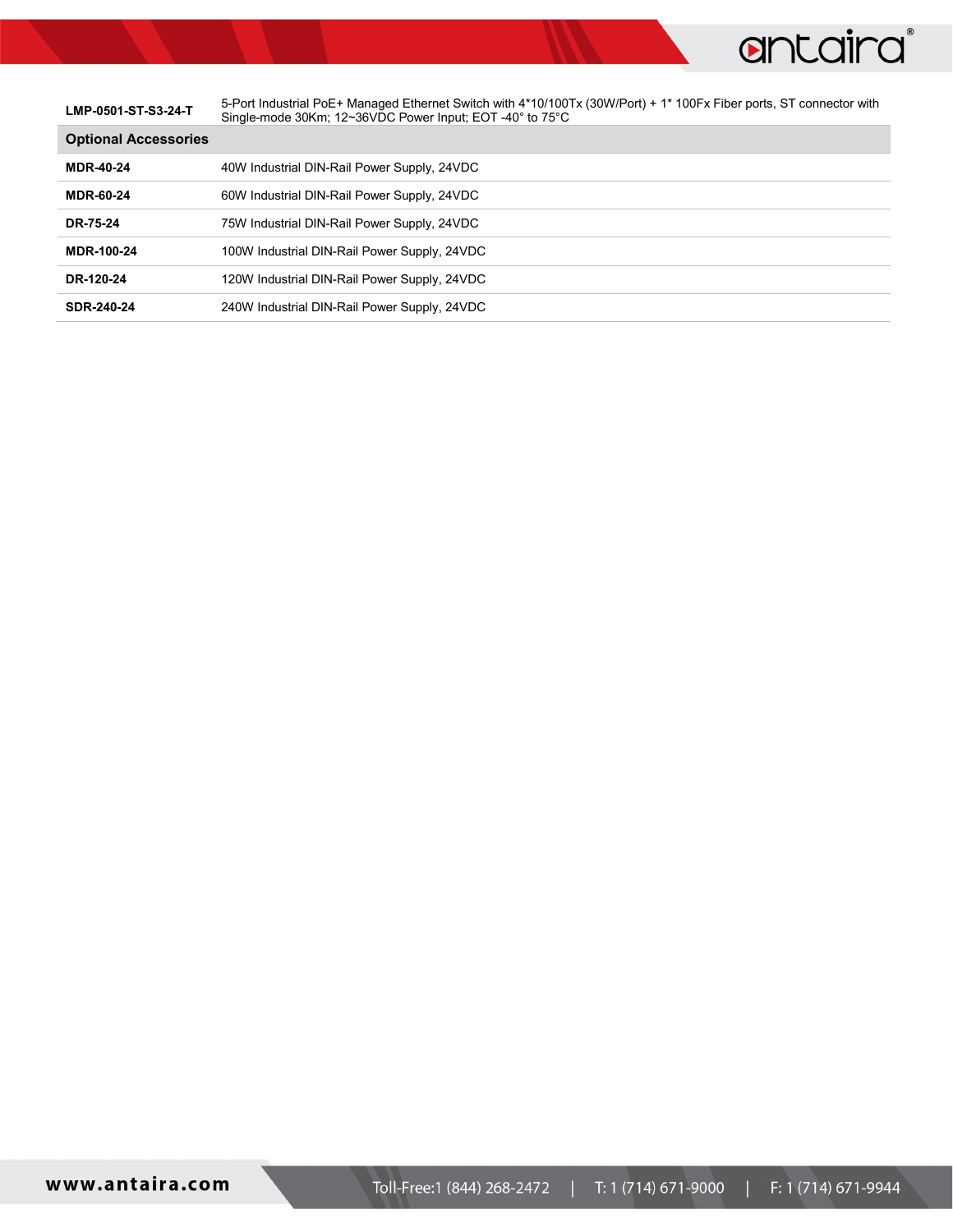| | |
|---|---|
| **LMP-0501-ST-S3-24-T** | 5-Port Industrial PoE+ Managed Ethernet Switch with 4*10/100Tx (30W/Port) + 1* 100Fx Fiber ports, ST connector with Single-mode 30Km; 12~36VDC Power Input; EOT -40° to 75°C |
| **Optional Accessories** | |
| **MDR-40-24** | 40W Industrial DIN-Rail Power Supply, 24VDC |
| **MDR-60-24** | 60W Industrial DIN-Rail Power Supply, 24VDC |
| **DR-75-24** | 75W Industrial DIN-Rail Power Supply, 24VDC |
| **MDR-100-24** | 100W Industrial DIN-Rail Power Supply, 24VDC |
| **DR-120-24** | 120W Industrial DIN-Rail Power Supply, 24VDC |
| **SDR-240-24** | 240W Industrial DIN-Rail Power Supply, 24VDC |